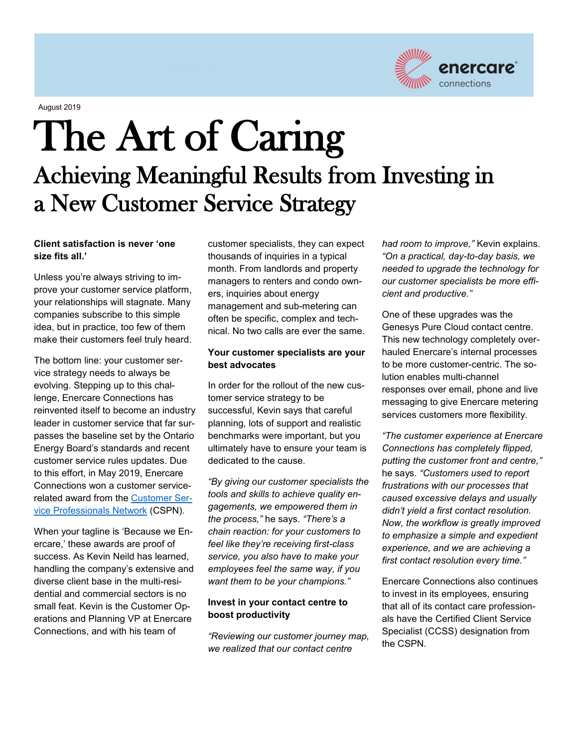August 2019

# The Art of Caring

## Achieving Meaningful Results from Investing in a New Customer Service Strategy

**Client satisfaction is never 'one size fits all.'**

Unless you're always striving to improve your customer service platform, your relationships will stagnate. Many companies subscribe to this simple idea, but in practice, too few of them make their customers feel truly heard.

The bottom line: your customer service strategy needs to always be evolving. Stepping up to this challenge, Enercare Connections has reinvented itself to become an industry leader in customer service that far surpasses the baseline set by the Ontario Energy Board's standards and recent customer service rules updates. Due to this effort, in May 2019, Enercare Connections won a customer service-related award from the Customer Service Professionals Network (CSPN).

When your tagline is 'Because we Enercare,' these awards are proof of success. As Kevin Neild has learned, handling the company's extensive and diverse client base in the multi-residential and commercial sectors is no small feat. Kevin is the Customer Operations and Planning VP at Enercare Connections, and with his team of customer specialists, they can expect thousands of inquiries in a typical month. From landlords and property managers to renters and condo owners, inquiries about energy management and sub-metering can often be specific, complex and technical. No two calls are ever the same.

**Your customer specialists are your best advocates**

In order for the rollout of the new customer service strategy to be successful, Kevin says that careful planning, lots of support and realistic benchmarks were important, but you ultimately have to ensure your team is dedicated to the cause.

*"By giving our customer specialists the tools and skills to achieve quality engagements, we empowered them in the process,"* he says. *"There's a chain reaction: for your customers to feel like they're receiving first-class service, you also have to make your employees feel the same way, if you want them to be your champions."*

**Invest in your contact centre to boost productivity**

*"Reviewing our customer journey map, we realized that our contact centre had room to improve,"* Kevin explains. *"On a practical, day-to-day basis, we needed to upgrade the technology for our customer specialists be more efficient and productive."*

One of these upgrades was the Genesys Pure Cloud contact centre. This new technology completely overhauled Enercare's internal processes to be more customer-centric. The solution enables multi-channel responses over email, phone and live messaging to give Enercare metering services customers more flexibility.

*"The customer experience at Enercare Connections has completely flipped, putting the customer front and centre,"* he says. *"Customers used to report frustrations with our processes that caused excessive delays and usually didn't yield a first contact resolution. Now, the workflow is greatly improved to emphasize a simple and expedient experience, and we are achieving a first contact resolution every time."*

Enercare Connections also continues to invest in its employees, ensuring that all of its contact care professionals have the Certified Client Service Specialist (CCSS) designation from the CSPN.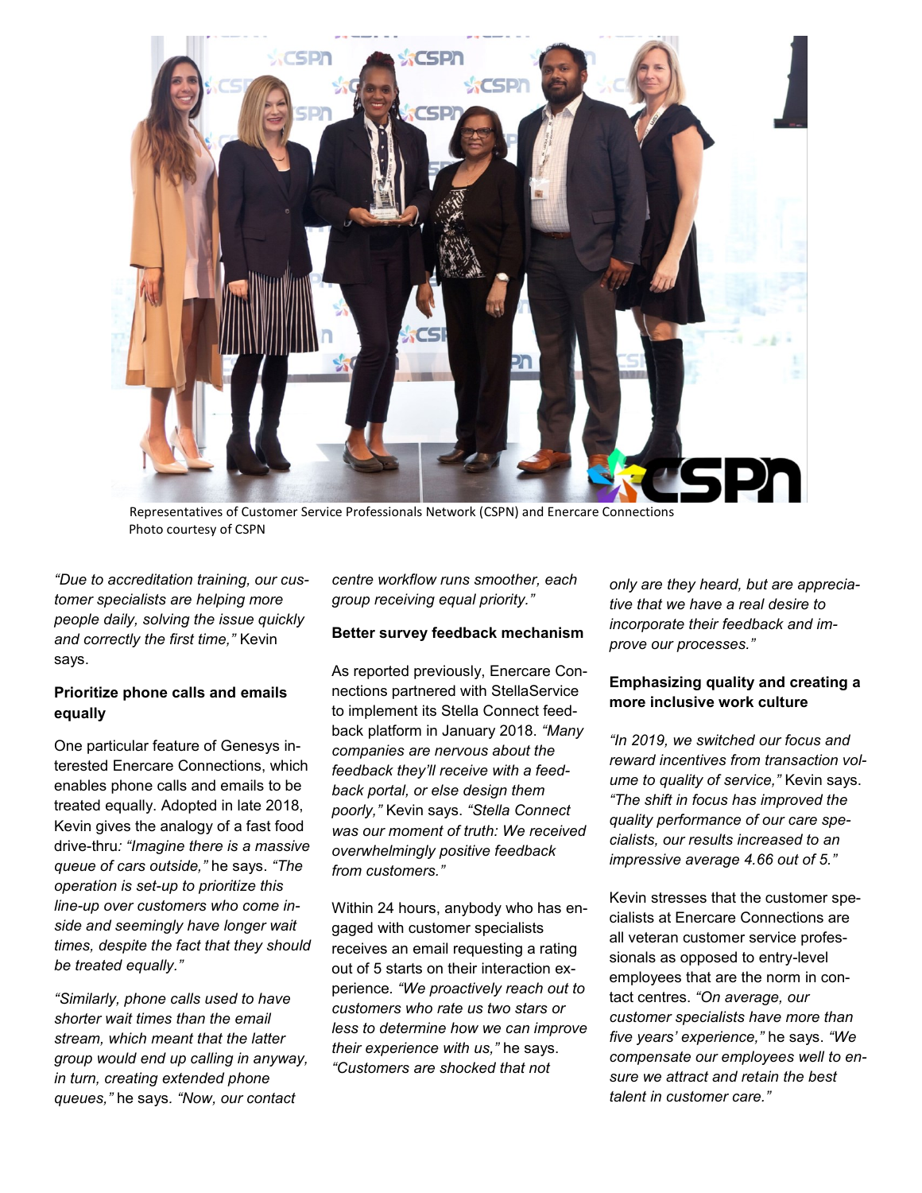Representatives of Customer Service Professionals Network (CSPN) and Enercare Connections
Photo courtesy of CSPN

*"Due to accreditation training, our customer specialists are helping more people daily, solving the issue quickly and correctly the first time,"* Kevin says.

**Prioritize phone calls and emails equally**

One particular feature of Genesys interested Enercare Connections, which enables phone calls and emails to be treated equally. Adopted in late 2018, Kevin gives the analogy of a fast food drive-thru*: "Imagine there is a massive queue of cars outside,"* he says. *"The operation is set-up to prioritize this line-up over customers who come inside and seemingly have longer wait times, despite the fact that they should be treated equally."*

*"Similarly, phone calls used to have shorter wait times than the email stream, which meant that the latter group would end up calling in anyway, in turn, creating extended phone queues,"* he says. *"Now, our contact centre workflow runs smoother, each group receiving equal priority."*

**Better survey feedback mechanism**

As reported previously, Enercare Connections partnered with StellaService to implement its Stella Connect feedback platform in January 2018. *"Many companies are nervous about the feedback they'll receive with a feedback portal, or else design them poorly,"* Kevin says. *"Stella Connect was our moment of truth: We received overwhelmingly positive feedback from customers."*

Within 24 hours, anybody who has engaged with customer specialists receives an email requesting a rating out of 5 starts on their interaction experience. *"We proactively reach out to customers who rate us two stars or less to determine how we can improve their experience with us,"* he says. *"Customers are shocked that not only are they heard, but are appreciative that we have a real desire to incorporate their feedback and improve our processes."*

**Emphasizing quality and creating a more inclusive work culture**

*"In 2019, we switched our focus and reward incentives from transaction volume to quality of service,"* Kevin says. *"The shift in focus has improved the quality performance of our care specialists, our results increased to an impressive average 4.66 out of 5."*

Kevin stresses that the customer specialists at Enercare Connections are all veteran customer service professionals as opposed to entry-level employees that are the norm in contact centres. *"On average, our customer specialists have more than five years' experience,"* he says. *"We compensate our employees well to ensure we attract and retain the best talent in customer care."*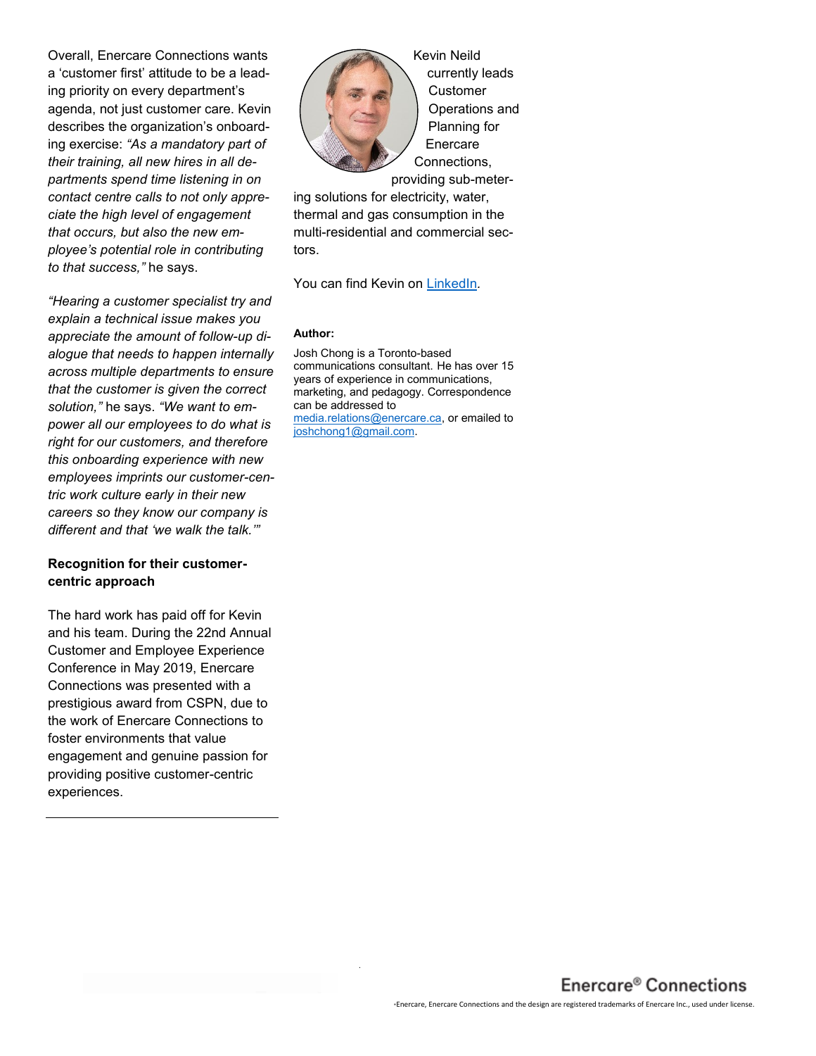Overall, Enercare Connections wants a 'customer first' attitude to be a leading priority on every department's agenda, not just customer care. Kevin describes the organization's onboarding exercise: *"As a mandatory part of their training, all new hires in all departments spend time listening in on contact centre calls to not only appreciate the high level of engagement that occurs, but also the new employee's potential role in contributing to that success,"* he says.

*"Hearing a customer specialist try and explain a technical issue makes you appreciate the amount of follow-up dialogue that needs to happen internally across multiple departments to ensure that the customer is given the correct solution,"* he says. *"We want to empower all our employees to do what is right for our customers, and therefore this onboarding experience with new employees imprints our customer-centric work culture early in their new careers so they know our company is different and that 'we walk the talk.'"*

**Recognition for their customer-centric approach**

The hard work has paid off for Kevin and his team. During the 22nd Annual Customer and Employee Experience Conference in May 2019, Enercare Connections was presented with a prestigious award from CSPN, due to the work of Enercare Connections to foster environments that value engagement and genuine passion for providing positive customer-centric experiences.

---

Kevin Neild currently leads Customer Operations and Planning for Enercare Connections, providing sub-metering solutions for electricity, water, thermal and gas consumption in the multi-residential and commercial sectors.

You can find Kevin on [LinkedIn](LinkedIn).

**Author:**

Josh Chong is a Toronto-based communications consultant. He has over 15 years of experience in communications, marketing, and pedagogy. Correspondence can be addressed to media.relations@enercare.ca, or emailed to joshchong1@gmail.com.

Enercare® Connections

®Enercare, Enercare Connections and the design are registered trademarks of Enercare Inc., used under license.